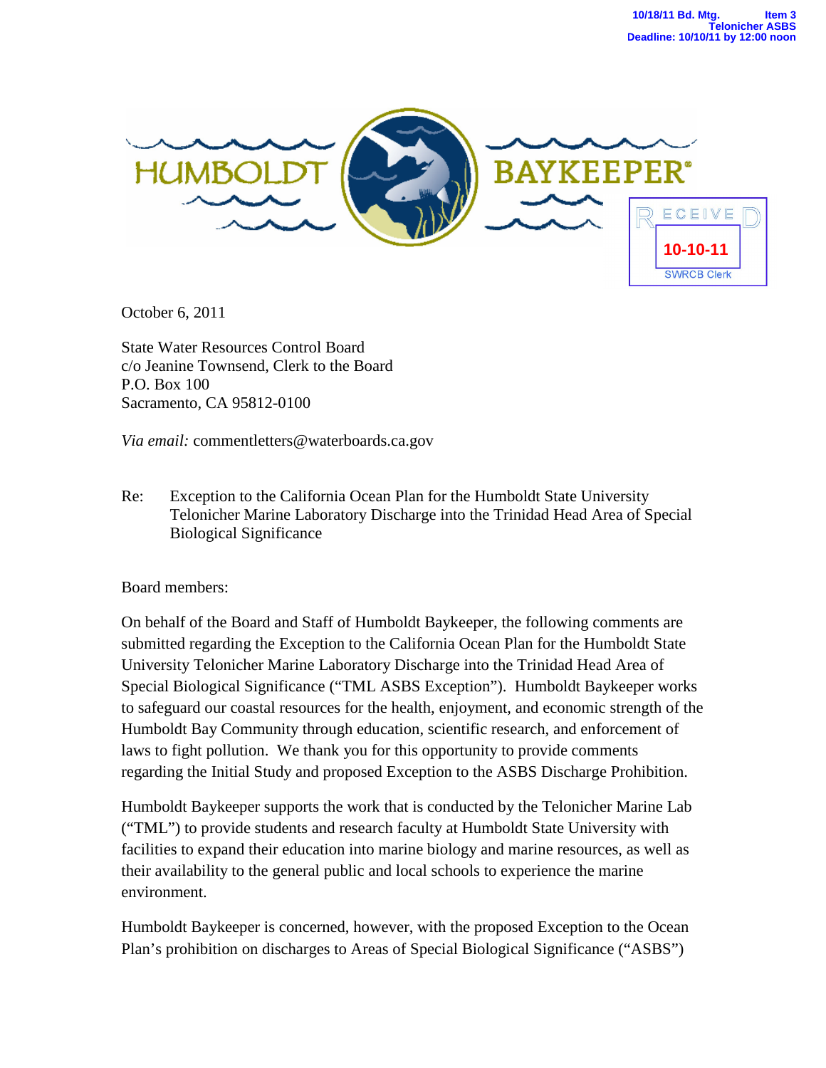10/18/11 Bd. Mtg. Item 3
Telonicher ASBS
Deadline: 10/10/11 by 12:00 noon

HUMBOLDT BAYKEEPER®

RECEIVED
10-10-11
SWRCB Clerk

October 6, 2011

State Water Resources Control Board
c/o Jeanine Townsend, Clerk to the Board
P.O. Box 100
Sacramento, CA 95812-0100

*Via email:* commentletters@waterboards.ca.gov

Re: Exception to the California Ocean Plan for the Humboldt State University Telonicher Marine Laboratory Discharge into the Trinidad Head Area of Special Biological Significance

Board members:

On behalf of the Board and Staff of Humboldt Baykeeper, the following comments are submitted regarding the Exception to the California Ocean Plan for the Humboldt State University Telonicher Marine Laboratory Discharge into the Trinidad Head Area of Special Biological Significance ("TML ASBS Exception"). Humboldt Baykeeper works to safeguard our coastal resources for the health, enjoyment, and economic strength of the Humboldt Bay Community through education, scientific research, and enforcement of laws to fight pollution. We thank you for this opportunity to provide comments regarding the Initial Study and proposed Exception to the ASBS Discharge Prohibition.

Humboldt Baykeeper supports the work that is conducted by the Telonicher Marine Lab ("TML") to provide students and research faculty at Humboldt State University with facilities to expand their education into marine biology and marine resources, as well as their availability to the general public and local schools to experience the marine environment.

Humboldt Baykeeper is concerned, however, with the proposed Exception to the Ocean Plan's prohibition on discharges to Areas of Special Biological Significance ("ASBS")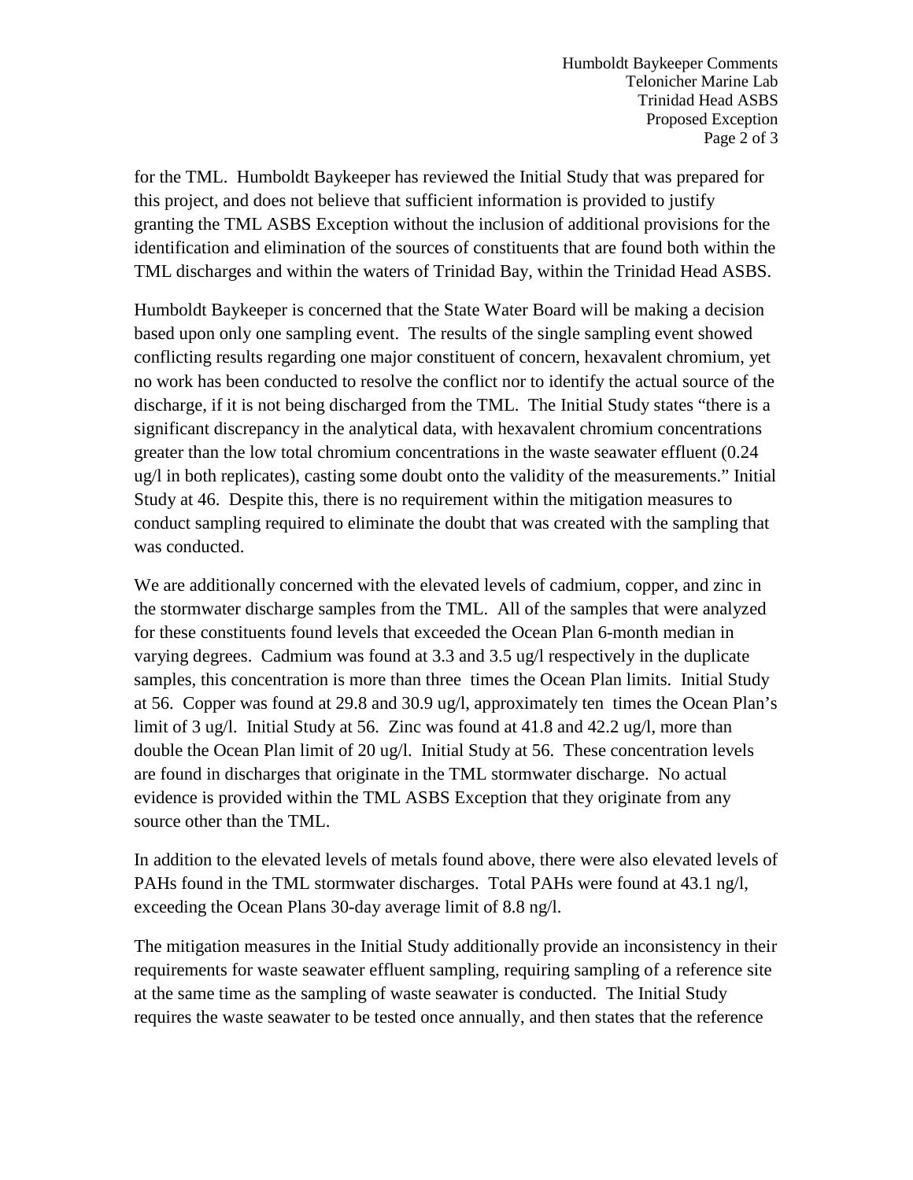for the TML. Humboldt Baykeeper has reviewed the Initial Study that was prepared for this project, and does not believe that sufficient information is provided to justify granting the TML ASBS Exception without the inclusion of additional provisions for the identification and elimination of the sources of constituents that are found both within the TML discharges and within the waters of Trinidad Bay, within the Trinidad Head ASBS.

Humboldt Baykeeper is concerned that the State Water Board will be making a decision based upon only one sampling event. The results of the single sampling event showed conflicting results regarding one major constituent of concern, hexavalent chromium, yet no work has been conducted to resolve the conflict nor to identify the actual source of the discharge, if it is not being discharged from the TML. The Initial Study states "there is a significant discrepancy in the analytical data, with hexavalent chromium concentrations greater than the low total chromium concentrations in the waste seawater effluent (0.24 ug/l in both replicates), casting some doubt onto the validity of the measurements." Initial Study at 46. Despite this, there is no requirement within the mitigation measures to conduct sampling required to eliminate the doubt that was created with the sampling that was conducted.

We are additionally concerned with the elevated levels of cadmium, copper, and zinc in the stormwater discharge samples from the TML. All of the samples that were analyzed for these constituents found levels that exceeded the Ocean Plan 6-month median in varying degrees. Cadmium was found at 3.3 and 3.5 ug/l respectively in the duplicate samples, this concentration is more than three times the Ocean Plan limits. Initial Study at 56. Copper was found at 29.8 and 30.9 ug/l, approximately ten times the Ocean Plan's limit of 3 ug/l. Initial Study at 56. Zinc was found at 41.8 and 42.2 ug/l, more than double the Ocean Plan limit of 20 ug/l. Initial Study at 56. These concentration levels are found in discharges that originate in the TML stormwater discharge. No actual evidence is provided within the TML ASBS Exception that they originate from any source other than the TML.

In addition to the elevated levels of metals found above, there were also elevated levels of PAHs found in the TML stormwater discharges. Total PAHs were found at 43.1 ng/l, exceeding the Ocean Plans 30-day average limit of 8.8 ng/l.

The mitigation measures in the Initial Study additionally provide an inconsistency in their requirements for waste seawater effluent sampling, requiring sampling of a reference site at the same time as the sampling of waste seawater is conducted. The Initial Study requires the waste seawater to be tested once annually, and then states that the reference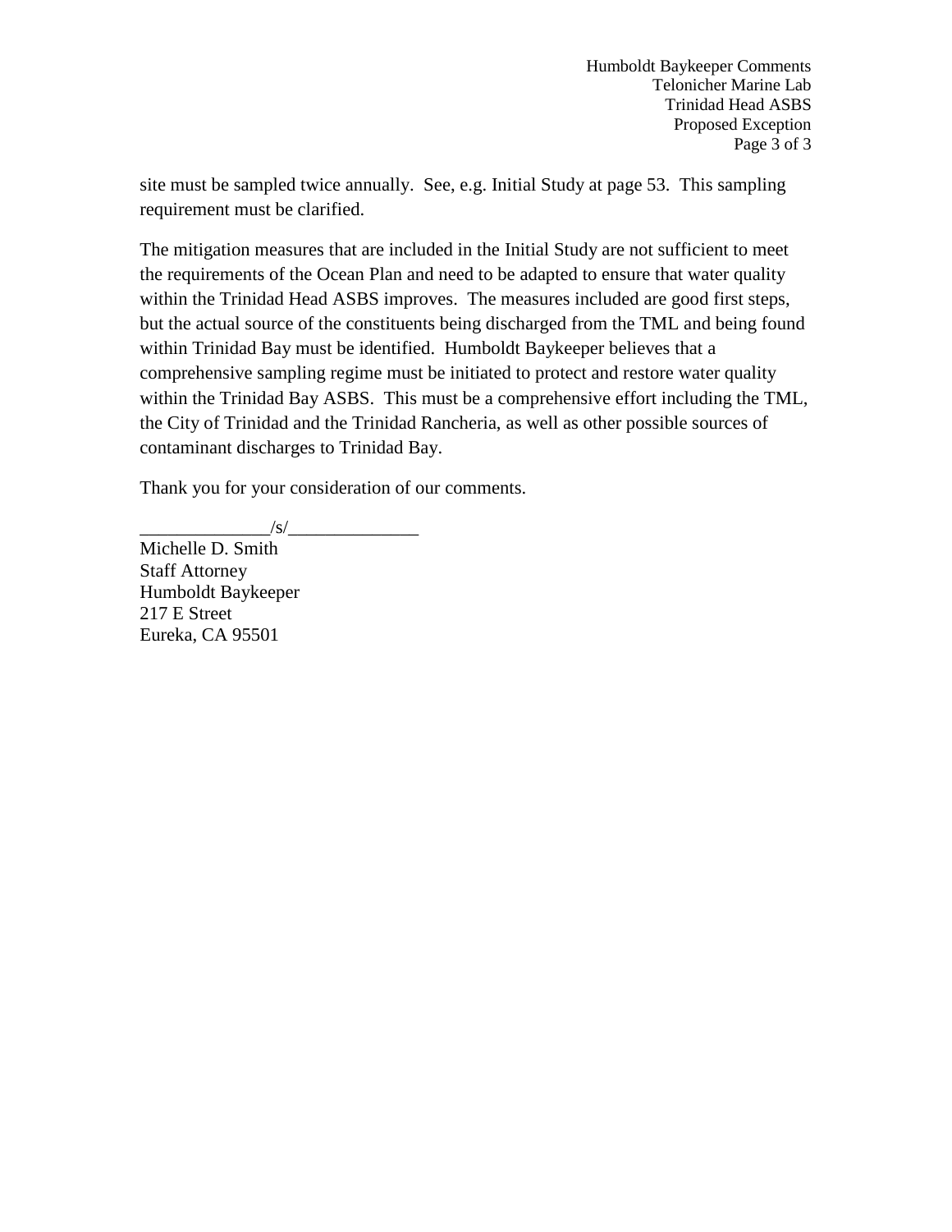site must be sampled twice annually. See, e.g. Initial Study at page 53. This sampling requirement must be clarified.

The mitigation measures that are included in the Initial Study are not sufficient to meet the requirements of the Ocean Plan and need to be adapted to ensure that water quality within the Trinidad Head ASBS improves. The measures included are good first steps, but the actual source of the constituents being discharged from the TML and being found within Trinidad Bay must be identified. Humboldt Baykeeper believes that a comprehensive sampling regime must be initiated to protect and restore water quality within the Trinidad Bay ASBS. This must be a comprehensive effort including the TML, the City of Trinidad and the Trinidad Rancheria, as well as other possible sources of contaminant discharges to Trinidad Bay.

Thank you for your consideration of our comments.

______________/s/______________

Michelle D. Smith
Staff Attorney
Humboldt Baykeeper
217 E Street
Eureka, CA 95501